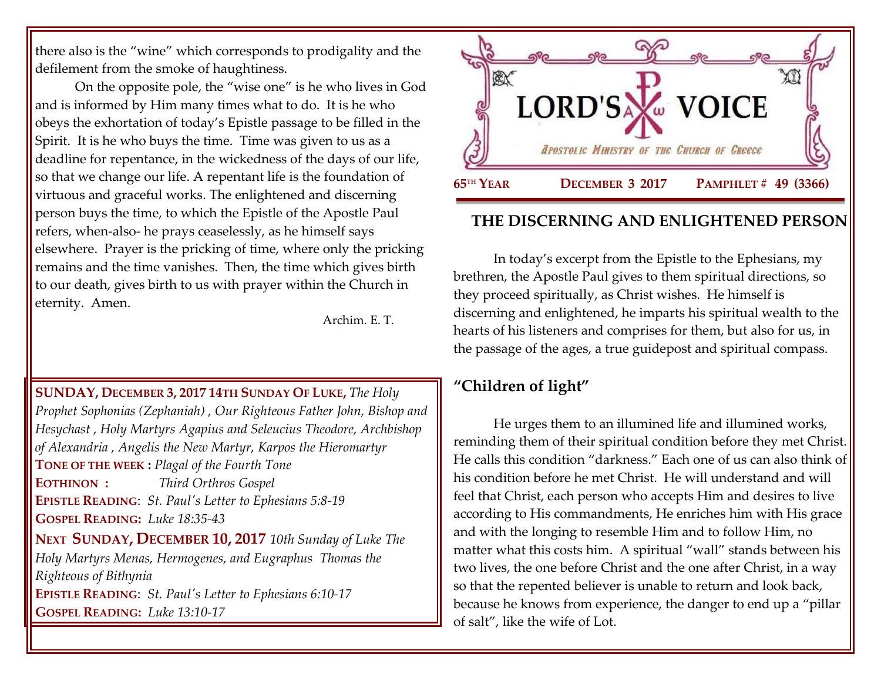there also is the "wine" which corresponds to prodigality and the defilement from the smoke of haughtiness.

On the opposite pole, the "wise one" is he who lives in God and is informed by Him many times what to do. It is he who obeys the exhortation of today's Epistle passage to be filled in the Spirit. It is he who buys the time. Time was given to us as a deadline for repentance, in the wickedness of the days of our life, so that we change our life. A repentant life is the foundation of virtuous and graceful works. The enlightened and discerning person buys the time, to which the Epistle of the Apostle Paul refers, when-also- he prays ceaselessly, as he himself says elsewhere. Prayer is the pricking of time, where only the pricking remains and the time vanishes. Then, the time which gives birth to our death, gives birth to us with prayer within the Church in eternity. Amen.

Archim. E. T.

**SUNDAY, DECEMBER 3, 2017 14TH SUNDAY OF LUKE,** *The Holy Prophet Sophonias (Zephaniah) , Our Righteous Father John, Bishop and Hesychast , Holy Martyrs Agapius and Seleucius Theodore, Archbishop of Alexandria , Angelis the New Martyr, Karpos the Hieromartyr*
**TONE OF THE WEEK :** *Plagal of the Fourth Tone*
**EOTHINON :** *Third Orthros Gospel*
**EPISTLE READING**: *St. Paul's Letter to Ephesians 5:8-19*
**GOSPEL READING:** *Luke 18:35-43*

**NEXT SUNDAY, DECEMBER 10, 2017** *10th Sunday of Luke The Holy Martyrs Menas, Hermogenes, and Eugraphus Thomas the Righteous of Bithynia*
**EPISTLE READING**: *St. Paul's Letter to Ephesians 6:10-17*
**GOSPEL READING:** *Luke 13:10-17*

# LORD'S VOICE

*Apostolic Ministry of the Church of Greece*

**65TH YEAR** **DECEMBER 3 2017** **PAMPHLET # 49 (3366)**

## THE DISCERNING AND ENLIGHTENED PERSON

In today's excerpt from the Epistle to the Ephesians, my brethren, the Apostle Paul gives to them spiritual directions, so they proceed spiritually, as Christ wishes. He himself is discerning and enlightened, he imparts his spiritual wealth to the hearts of his listeners and comprises for them, but also for us, in the passage of the ages, a true guidepost and spiritual compass.

### "Children of light"

He urges them to an illumined life and illumined works, reminding them of their spiritual condition before they met Christ. He calls this condition "darkness." Each one of us can also think of his condition before he met Christ. He will understand and will feel that Christ, each person who accepts Him and desires to live according to His commandments, He enriches him with His grace and with the longing to resemble Him and to follow Him, no matter what this costs him. A spiritual "wall" stands between his two lives, the one before Christ and the one after Christ, in a way so that the repented believer is unable to return and look back, because he knows from experience, the danger to end up a "pillar of salt", like the wife of Lot.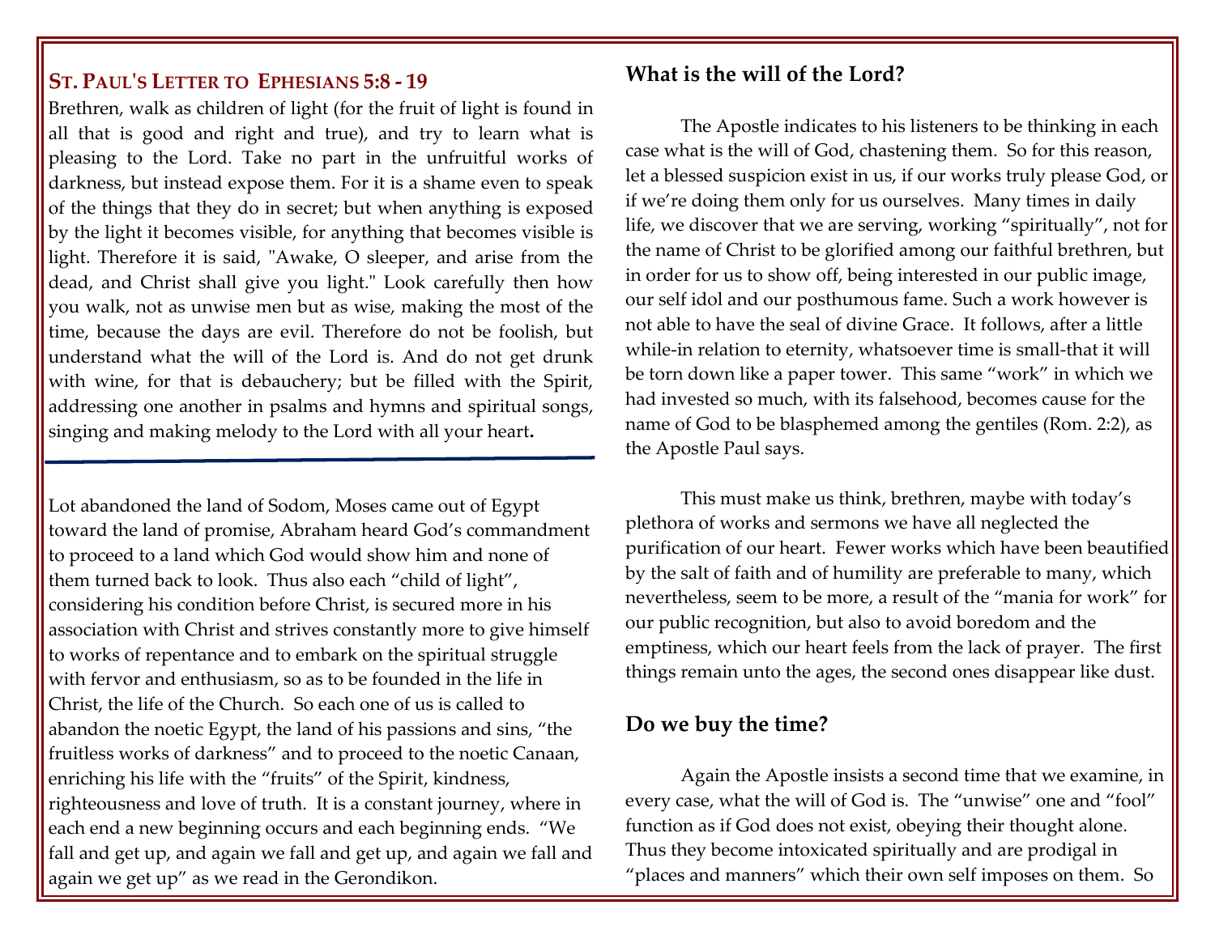## St. Paul's Letter to Ephesians 5:8 - 19

Brethren, walk as children of light (for the fruit of light is found in all that is good and right and true), and try to learn what is pleasing to the Lord. Take no part in the unfruitful works of darkness, but instead expose them. For it is a shame even to speak of the things that they do in secret; but when anything is exposed by the light it becomes visible, for anything that becomes visible is light. Therefore it is said, "Awake, O sleeper, and arise from the dead, and Christ shall give you light." Look carefully then how you walk, not as unwise men but as wise, making the most of the time, because the days are evil. Therefore do not be foolish, but understand what the will of the Lord is. And do not get drunk with wine, for that is debauchery; but be filled with the Spirit, addressing one another in psalms and hymns and spiritual songs, singing and making melody to the Lord with all your heart**.**

---

Lot abandoned the land of Sodom, Moses came out of Egypt toward the land of promise, Abraham heard God's commandment to proceed to a land which God would show him and none of them turned back to look. Thus also each "child of light", considering his condition before Christ, is secured more in his association with Christ and strives constantly more to give himself to works of repentance and to embark on the spiritual struggle with fervor and enthusiasm, so as to be founded in the life in Christ, the life of the Church. So each one of us is called to abandon the noetic Egypt, the land of his passions and sins, "the fruitless works of darkness" and to proceed to the noetic Canaan, enriching his life with the "fruits" of the Spirit, kindness, righteousness and love of truth. It is a constant journey, where in each end a new beginning occurs and each beginning ends. "We fall and get up, and again we fall and get up, and again we fall and again we get up" as we read in the Gerondikon.

### What is the will of the Lord?

The Apostle indicates to his listeners to be thinking in each case what is the will of God, chastening them. So for this reason, let a blessed suspicion exist in us, if our works truly please God, or if we're doing them only for us ourselves. Many times in daily life, we discover that we are serving, working "spiritually", not for the name of Christ to be glorified among our faithful brethren, but in order for us to show off, being interested in our public image, our self idol and our posthumous fame. Such a work however is not able to have the seal of divine Grace. It follows, after a little while-in relation to eternity, whatsoever time is small-that it will be torn down like a paper tower. This same "work" in which we had invested so much, with its falsehood, becomes cause for the name of God to be blasphemed among the gentiles (Rom. 2:2), as the Apostle Paul says.

This must make us think, brethren, maybe with today's plethora of works and sermons we have all neglected the purification of our heart. Fewer works which have been beautified by the salt of faith and of humility are preferable to many, which nevertheless, seem to be more, a result of the "mania for work" for our public recognition, but also to avoid boredom and the emptiness, which our heart feels from the lack of prayer. The first things remain unto the ages, the second ones disappear like dust.

### Do we buy the time?

Again the Apostle insists a second time that we examine, in every case, what the will of God is. The "unwise" one and "fool" function as if God does not exist, obeying their thought alone. Thus they become intoxicated spiritually and are prodigal in "places and manners" which their own self imposes on them. So